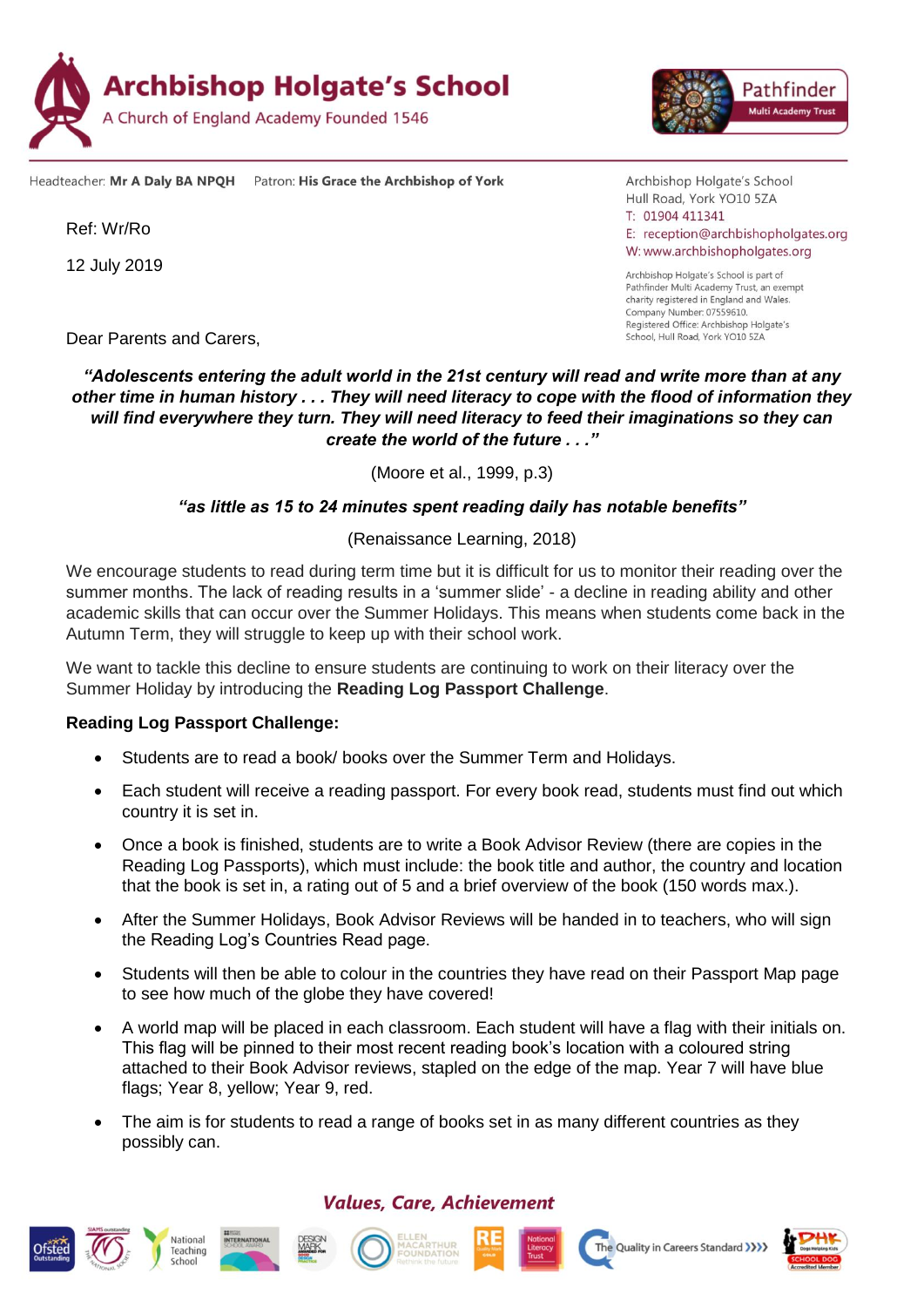# Archbishop Holgate's School

A Church of England Academy Founded 1546

Pathfinder Multi Academy Trust

Headteacher: **Mr A Daly BA NPQH** Patron: **His Grace the Archbishop of York**

Archbishop Holgate's School
Hull Road, York YO10 5ZA
T: 01904 411341
E: reception@archbishopholgates.org
W: www.archbishopholgates.org

Archbishop Holgate's School is part of Pathfinder Multi Academy Trust, an exempt charity registered in England and Wales. Company Number: 07559610. Registered Office: Archbishop Holgate's School, Hull Road, York YO10 5ZA

Ref: Wr/Ro

12 July 2019

Dear Parents and Carers,

***"Adolescents entering the adult world in the 21st century will read and write more than at any other time in human history . . . They will need literacy to cope with the flood of information they will find everywhere they turn. They will need literacy to feed their imaginations so they can create the world of the future . . ."***

(Moore et al., 1999, p.3)

***"as little as 15 to 24 minutes spent reading daily has notable benefits"***

(Renaissance Learning, 2018)

We encourage students to read during term time but it is difficult for us to monitor their reading over the summer months. The lack of reading results in a 'summer slide' - a decline in reading ability and other academic skills that can occur over the Summer Holidays. This means when students come back in the Autumn Term, they will struggle to keep up with their school work.

We want to tackle this decline to ensure students are continuing to work on their literacy over the Summer Holiday by introducing the **Reading Log Passport Challenge**.

**Reading Log Passport Challenge:**

- Students are to read a book/ books over the Summer Term and Holidays.
- Each student will receive a reading passport. For every book read, students must find out which country it is set in.
- Once a book is finished, students are to write a Book Advisor Review (there are copies in the Reading Log Passports), which must include: the book title and author, the country and location that the book is set in, a rating out of 5 and a brief overview of the book (150 words max.).
- After the Summer Holidays, Book Advisor Reviews will be handed in to teachers, who will sign the Reading Log's Countries Read page.
- Students will then be able to colour in the countries they have read on their Passport Map page to see how much of the globe they have covered!
- A world map will be placed in each classroom. Each student will have a flag with their initials on. This flag will be pinned to their most recent reading book's location with a coloured string attached to their Book Advisor reviews, stapled on the edge of the map. Year 7 will have blue flags; Year 8, yellow; Year 9, red.
- The aim is for students to read a range of books set in as many different countries as they possibly can.

***Values, Care, Achievement***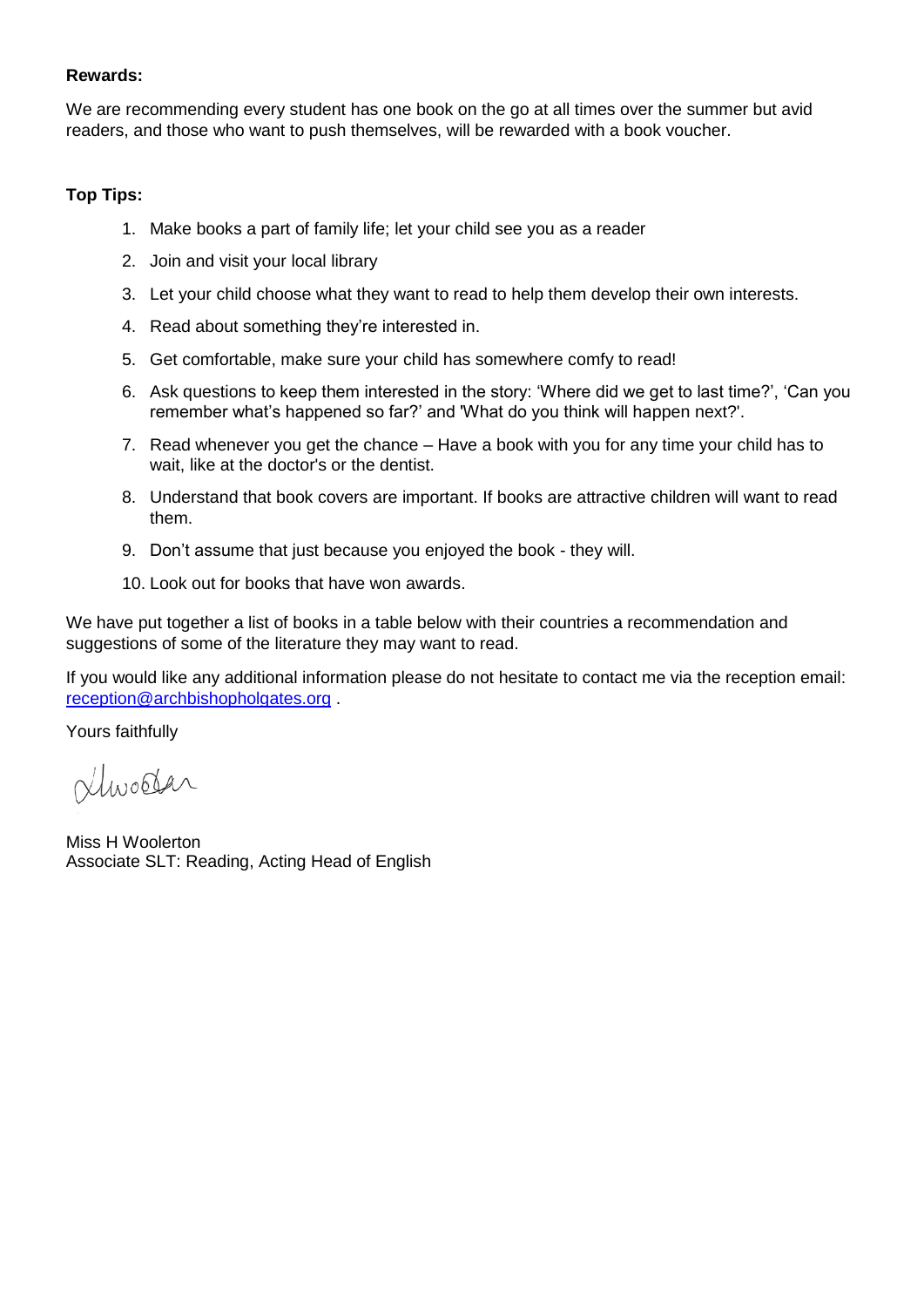**Rewards:**

We are recommending every student has one book on the go at all times over the summer but avid readers, and those who want to push themselves, will be rewarded with a book voucher.

**Top Tips:**

1. Make books a part of family life; let your child see you as a reader
2. Join and visit your local library
3. Let your child choose what they want to read to help them develop their own interests.
4. Read about something they're interested in.
5. Get comfortable, make sure your child has somewhere comfy to read!
6. Ask questions to keep them interested in the story: 'Where did we get to last time?', 'Can you remember what's happened so far?' and 'What do you think will happen next?'.
7. Read whenever you get the chance – Have a book with you for any time your child has to wait, like at the doctor's or the dentist.
8. Understand that book covers are important. If books are attractive children will want to read them.
9. Don't assume that just because you enjoyed the book - they will.
10. Look out for books that have won awards.

We have put together a list of books in a table below with their countries a recommendation and suggestions of some of the literature they may want to read.

If you would like any additional information please do not hesitate to contact me via the reception email: reception@archbishopholgates.org .

Yours faithfully

Miss H Woolerton
Associate SLT: Reading, Acting Head of English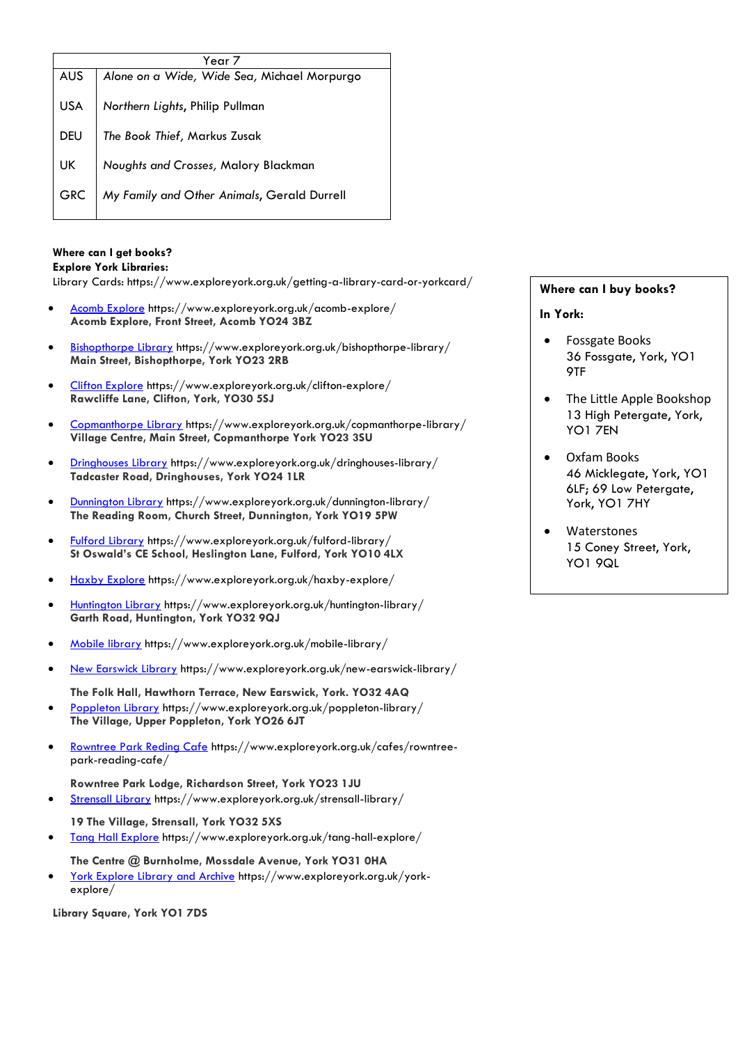| Year 7 | |
|---|---|
| AUS | *Alone on a Wide, Wide Sea*, Michael Morpurgo |
| USA | *Northern Lights*, Philip Pullman |
| DEU | *The Book Thief*, Markus Zusak |
| UK | *Noughts and Crosses*, Malory Blackman |
| GRC | *My Family and Other Animals*, Gerald Durrell |

**Where can I get books?**
**Explore York Libraries:**
Library Cards: https://www.exploreyork.org.uk/getting-a-library-card-or-yorkcard/

- Acomb Explore https://www.exploreyork.org.uk/acomb-explore/
  **Acomb Explore, Front Street, Acomb YO24 3BZ**
- Bishopthorpe Library https://www.exploreyork.org.uk/bishopthorpe-library/
  **Main Street, Bishopthorpe, York YO23 2RB**
- Clifton Explore https://www.exploreyork.org.uk/clifton-explore/
  **Rawcliffe Lane, Clifton, York, YO30 5SJ**
- Copmanthorpe Library https://www.exploreyork.org.uk/copmanthorpe-library/
  **Village Centre, Main Street, Copmanthorpe York YO23 3SU**
- Dringhouses Library https://www.exploreyork.org.uk/dringhouses-library/
  **Tadcaster Road, Dringhouses, York YO24 1LR**
- Dunnington Library https://www.exploreyork.org.uk/dunnington-library/
  **The Reading Room, Church Street, Dunnington, York YO19 5PW**
- Fulford Library https://www.exploreyork.org.uk/fulford-library/
  **St Oswald's CE School, Heslington Lane, Fulford, York YO10 4LX**
- Haxby Explore https://www.exploreyork.org.uk/haxby-explore/
- Huntington Library https://www.exploreyork.org.uk/huntington-library/
  **Garth Road, Huntington, York YO32 9QJ**
- Mobile library https://www.exploreyork.org.uk/mobile-library/
- New Earswick Library https://www.exploreyork.org.uk/new-earswick-library/
  **The Folk Hall, Hawthorn Terrace, New Earswick, York. YO32 4AQ**
- Poppleton Library https://www.exploreyork.org.uk/poppleton-library/
  **The Village, Upper Poppleton, York YO26 6JT**
- Rowntree Park Reding Cafe https://www.exploreyork.org.uk/cafes/rowntree-park-reading-cafe/
  **Rowntree Park Lodge, Richardson Street, York YO23 1JU**
- Strensall Library https://www.exploreyork.org.uk/strensall-library/
  **19 The Village, Strensall, York YO32 5XS**
- Tang Hall Explore https://www.exploreyork.org.uk/tang-hall-explore/
  **The Centre @ Burnholme, Mossdale Avenue, York YO31 0HA**
- York Explore Library and Archive https://www.exploreyork.org.uk/york-explore/

**Library Square, York YO1 7DS**

**Where can I buy books?**

**In York:**

- Fossgate Books
  36 Fossgate, York, YO1 9TF
- The Little Apple Bookshop
  13 High Petergate, York, YO1 7EN
- Oxfam Books
  46 Micklegate, York, YO1 6LF; 69 Low Petergate, York, YO1 7HY
- Waterstones
  15 Coney Street, York, YO1 9QL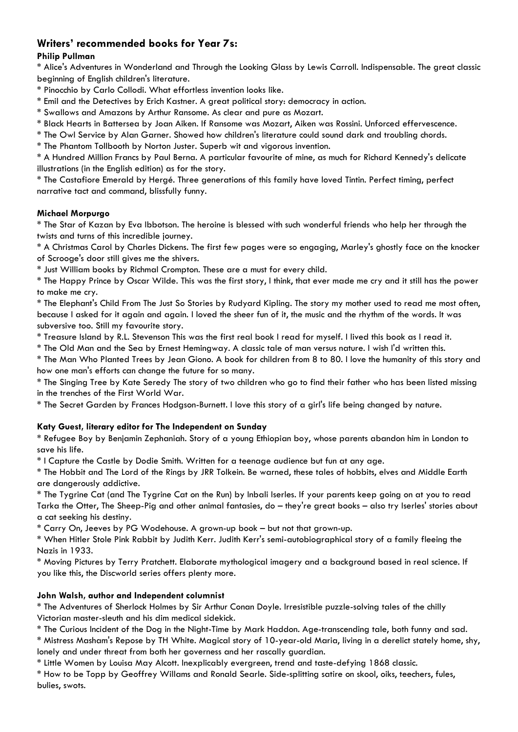## Writers' recommended books for Year 7s:

**Philip Pullman**

* Alice's Adventures in Wonderland and Through the Looking Glass by Lewis Carroll. Indispensable. The great classic beginning of English children's literature.
* Pinocchio by Carlo Collodi. What effortless invention looks like.
* Emil and the Detectives by Erich Kastner. A great political story: democracy in action.
* Swallows and Amazons by Arthur Ransome. As clear and pure as Mozart.
* Black Hearts in Battersea by Joan Aiken. If Ransome was Mozart, Aiken was Rossini. Unforced effervescence.
* The Owl Service by Alan Garner. Showed how children's literature could sound dark and troubling chords.
* The Phantom Tollbooth by Norton Juster. Superb wit and vigorous invention.
* A Hundred Million Francs by Paul Berna. A particular favourite of mine, as much for Richard Kennedy's delicate illustrations (in the English edition) as for the story.
* The Castafiore Emerald by Hergé. Three generations of this family have loved Tintin. Perfect timing, perfect narrative tact and command, blissfully funny.

**Michael Morpurgo**

* The Star of Kazan by Eva Ibbotson. The heroine is blessed with such wonderful friends who help her through the twists and turns of this incredible journey.
* A Christmas Carol by Charles Dickens. The first few pages were so engaging, Marley's ghostly face on the knocker of Scrooge's door still gives me the shivers.
* Just William books by Richmal Crompton. These are a must for every child.
* The Happy Prince by Oscar Wilde. This was the first story, I think, that ever made me cry and it still has the power to make me cry.
* The Elephant's Child From The Just So Stories by Rudyard Kipling. The story my mother used to read me most often, because I asked for it again and again. I loved the sheer fun of it, the music and the rhythm of the words. It was subversive too. Still my favourite story.
* Treasure Island by R.L. Stevenson This was the first real book I read for myself. I lived this book as I read it.
* The Old Man and the Sea by Ernest Hemingway. A classic tale of man versus nature. I wish I'd written this.
* The Man Who Planted Trees by Jean Giono. A book for children from 8 to 80. I love the humanity of this story and how one man's efforts can change the future for so many.
* The Singing Tree by Kate Seredy The story of two children who go to find their father who has been listed missing in the trenches of the First World War.
* The Secret Garden by Frances Hodgson-Burnett. I love this story of a girl's life being changed by nature.

**Katy Guest, literary editor for The Independent on Sunday**

* Refugee Boy by Benjamin Zephaniah. Story of a young Ethiopian boy, whose parents abandon him in London to save his life.
* I Capture the Castle by Dodie Smith. Written for a teenage audience but fun at any age.
* The Hobbit and The Lord of the Rings by JRR Tolkein. Be warned, these tales of hobbits, elves and Middle Earth are dangerously addictive.
* The Tygrine Cat (and The Tygrine Cat on the Run) by Inbali Iserles. If your parents keep going on at you to read Tarka the Otter, The Sheep-Pig and other animal fantasies, do – they're great books – also try Iserles' stories about a cat seeking his destiny.
* Carry On, Jeeves by PG Wodehouse. A grown-up book – but not that grown-up.
* When Hitler Stole Pink Rabbit by Judith Kerr. Judith Kerr's semi-autobiographical story of a family fleeing the Nazis in 1933.
* Moving Pictures by Terry Pratchett. Elaborate mythological imagery and a background based in real science. If you like this, the Discworld series offers plenty more.

**John Walsh, author and Independent columnist**

* The Adventures of Sherlock Holmes by Sir Arthur Conan Doyle. Irresistible puzzle-solving tales of the chilly Victorian master-sleuth and his dim medical sidekick.
* The Curious Incident of the Dog in the Night-Time by Mark Haddon. Age-transcending tale, both funny and sad.
* Mistress Masham's Repose by TH White. Magical story of 10-year-old Maria, living in a derelict stately home, shy, lonely and under threat from both her governess and her rascally guardian.
* Little Women by Louisa May Alcott. Inexplicably evergreen, trend and taste-defying 1868 classic.
* How to be Topp by Geoffrey Willams and Ronald Searle. Side-splitting satire on skool, oiks, teechers, fules, bulies, swots.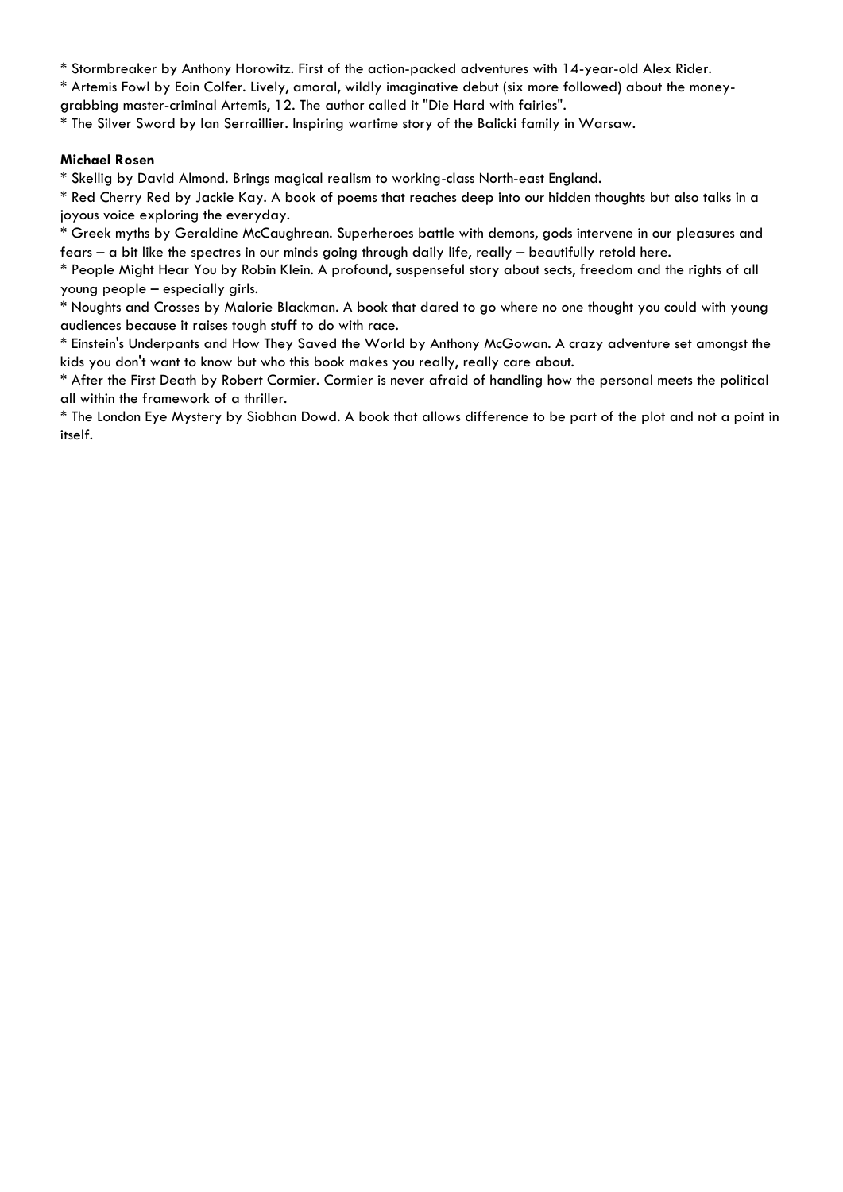* Stormbreaker by Anthony Horowitz. First of the action-packed adventures with 14-year-old Alex Rider.
* Artemis Fowl by Eoin Colfer. Lively, amoral, wildly imaginative debut (six more followed) about the money-grabbing master-criminal Artemis, 12. The author called it "Die Hard with fairies".
* The Silver Sword by Ian Serraillier. Inspiring wartime story of the Balicki family in Warsaw.

**Michael Rosen**

* Skellig by David Almond. Brings magical realism to working-class North-east England.
* Red Cherry Red by Jackie Kay. A book of poems that reaches deep into our hidden thoughts but also talks in a joyous voice exploring the everyday.
* Greek myths by Geraldine McCaughrean. Superheroes battle with demons, gods intervene in our pleasures and fears – a bit like the spectres in our minds going through daily life, really – beautifully retold here.
* People Might Hear You by Robin Klein. A profound, suspenseful story about sects, freedom and the rights of all young people – especially girls.
* Noughts and Crosses by Malorie Blackman. A book that dared to go where no one thought you could with young audiences because it raises tough stuff to do with race.
* Einstein's Underpants and How They Saved the World by Anthony McGowan. A crazy adventure set amongst the kids you don't want to know but who this book makes you really, really care about.
* After the First Death by Robert Cormier. Cormier is never afraid of handling how the personal meets the political all within the framework of a thriller.
* The London Eye Mystery by Siobhan Dowd. A book that allows difference to be part of the plot and not a point in itself.